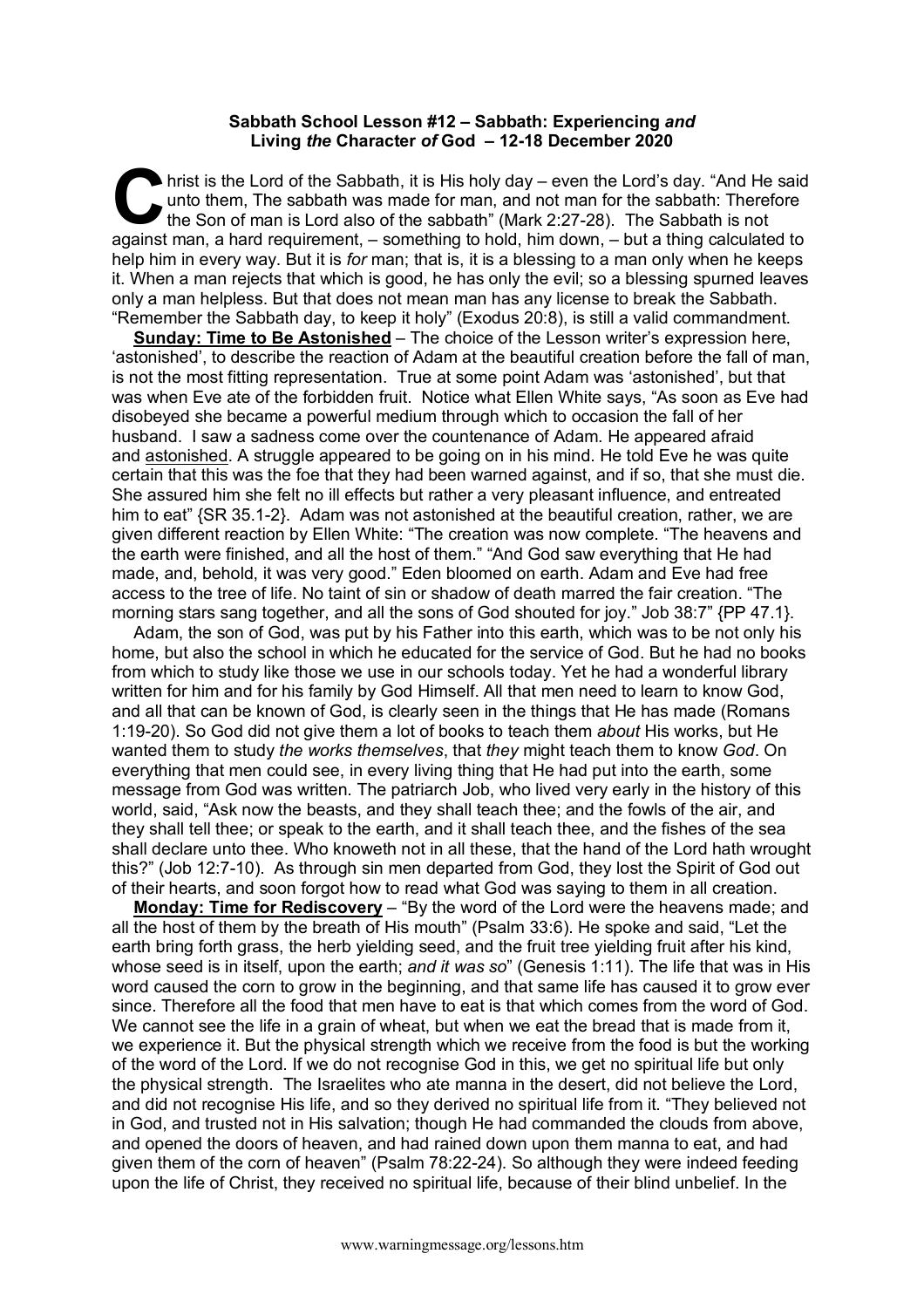**Sabbath School Lesson #12 – Sabbath: Experiencing *and* Living *the* Character *of* God – 12-18 December 2020**

Christ is the Lord of the Sabbath, it is His holy day – even the Lord's day. "And He said unto them, The sabbath was made for man, and not man for the sabbath: Therefore the Son of man is Lord also of the sabbath" (Mark 2:27-28). The Sabbath is not against man, a hard requirement, – something to hold, him down, – but a thing calculated to help him in every way. But it is *for* man; that is, it is a blessing to a man only when he keeps it. When a man rejects that which is good, he has only the evil; so a blessing spurned leaves only a man helpless. But that does not mean man has any license to break the Sabbath. "Remember the Sabbath day, to keep it holy" (Exodus 20:8), is still a valid commandment.

**Sunday: Time to Be Astonished** – The choice of the Lesson writer's expression here, 'astonished', to describe the reaction of Adam at the beautiful creation before the fall of man, is not the most fitting representation. True at some point Adam was 'astonished', but that was when Eve ate of the forbidden fruit. Notice what Ellen White says, "As soon as Eve had disobeyed she became a powerful medium through which to occasion the fall of her husband. I saw a sadness come over the countenance of Adam. He appeared afraid and astonished. A struggle appeared to be going on in his mind. He told Eve he was quite certain that this was the foe that they had been warned against, and if so, that she must die. She assured him she felt no ill effects but rather a very pleasant influence, and entreated him to eat" {SR 35.1-2}. Adam was not astonished at the beautiful creation, rather, we are given different reaction by Ellen White: "The creation was now complete. "The heavens and the earth were finished, and all the host of them." "And God saw everything that He had made, and, behold, it was very good." Eden bloomed on earth. Adam and Eve had free access to the tree of life. No taint of sin or shadow of death marred the fair creation. "The morning stars sang together, and all the sons of God shouted for joy." Job 38:7" {PP 47.1}.

Adam, the son of God, was put by his Father into this earth, which was to be not only his home, but also the school in which he educated for the service of God. But he had no books from which to study like those we use in our schools today. Yet he had a wonderful library written for him and for his family by God Himself. All that men need to learn to know God, and all that can be known of God, is clearly seen in the things that He has made (Romans 1:19-20). So God did not give them a lot of books to teach them *about* His works, but He wanted them to study *the works themselves*, that *they* might teach them to know *God*. On everything that men could see, in every living thing that He had put into the earth, some message from God was written. The patriarch Job, who lived very early in the history of this world, said, "Ask now the beasts, and they shall teach thee; and the fowls of the air, and they shall tell thee; or speak to the earth, and it shall teach thee, and the fishes of the sea shall declare unto thee. Who knoweth not in all these, that the hand of the Lord hath wrought this?" (Job 12:7-10). As through sin men departed from God, they lost the Spirit of God out of their hearts, and soon forgot how to read what God was saying to them in all creation.

**Monday: Time for Rediscovery** – "By the word of the Lord were the heavens made; and all the host of them by the breath of His mouth" (Psalm 33:6). He spoke and said, "Let the earth bring forth grass, the herb yielding seed, and the fruit tree yielding fruit after his kind, whose seed is in itself, upon the earth; *and it was so*" (Genesis 1:11). The life that was in His word caused the corn to grow in the beginning, and that same life has caused it to grow ever since. Therefore all the food that men have to eat is that which comes from the word of God. We cannot see the life in a grain of wheat, but when we eat the bread that is made from it, we experience it. But the physical strength which we receive from the food is but the working of the word of the Lord. If we do not recognise God in this, we get no spiritual life but only the physical strength. The Israelites who ate manna in the desert, did not believe the Lord, and did not recognise His life, and so they derived no spiritual life from it. "They believed not in God, and trusted not in His salvation; though He had commanded the clouds from above, and opened the doors of heaven, and had rained down upon them manna to eat, and had given them of the corn of heaven" (Psalm 78:22-24). So although they were indeed feeding upon the life of Christ, they received no spiritual life, because of their blind unbelief. In the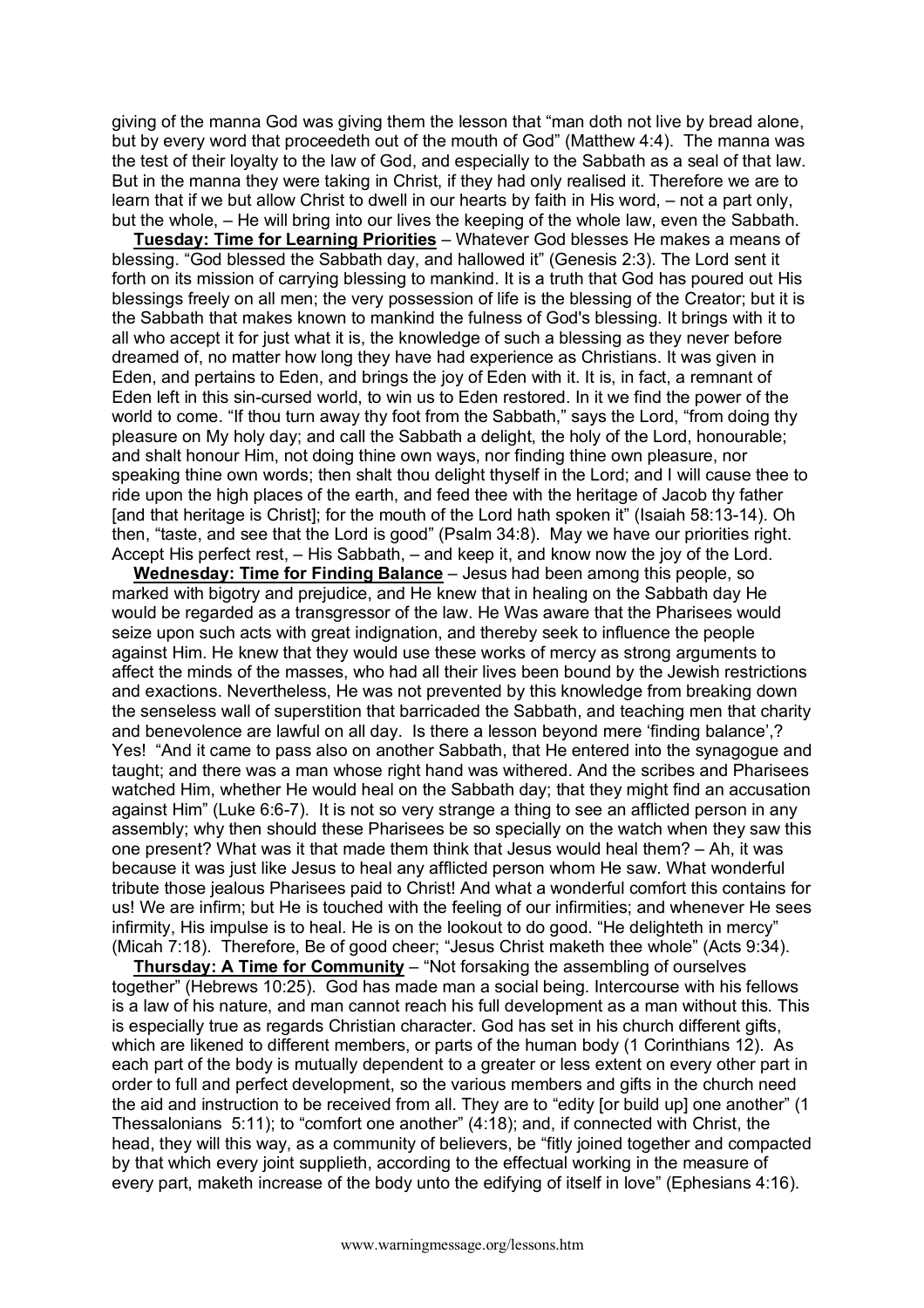giving of the manna God was giving them the lesson that "man doth not live by bread alone, but by every word that proceedeth out of the mouth of God" (Matthew 4:4). The manna was the test of their loyalty to the law of God, and especially to the Sabbath as a seal of that law. But in the manna they were taking in Christ, if they had only realised it. Therefore we are to learn that if we but allow Christ to dwell in our hearts by faith in His word, – not a part only, but the whole, – He will bring into our lives the keeping of the whole law, even the Sabbath.

**Tuesday: Time for Learning Priorities** – Whatever God blesses He makes a means of blessing. "God blessed the Sabbath day, and hallowed it" (Genesis 2:3). The Lord sent it forth on its mission of carrying blessing to mankind. It is a truth that God has poured out His blessings freely on all men; the very possession of life is the blessing of the Creator; but it is the Sabbath that makes known to mankind the fulness of God's blessing. It brings with it to all who accept it for just what it is, the knowledge of such a blessing as they never before dreamed of, no matter how long they have had experience as Christians. It was given in Eden, and pertains to Eden, and brings the joy of Eden with it. It is, in fact, a remnant of Eden left in this sin-cursed world, to win us to Eden restored. In it we find the power of the world to come. "If thou turn away thy foot from the Sabbath," says the Lord, "from doing thy pleasure on My holy day; and call the Sabbath a delight, the holy of the Lord, honourable; and shalt honour Him, not doing thine own ways, nor finding thine own pleasure, nor speaking thine own words; then shalt thou delight thyself in the Lord; and I will cause thee to ride upon the high places of the earth, and feed thee with the heritage of Jacob thy father [and that heritage is Christ]; for the mouth of the Lord hath spoken it" (Isaiah 58:13-14). Oh then, "taste, and see that the Lord is good" (Psalm 34:8). May we have our priorities right. Accept His perfect rest, – His Sabbath, – and keep it, and know now the joy of the Lord.

**Wednesday: Time for Finding Balance** – Jesus had been among this people, so marked with bigotry and prejudice, and He knew that in healing on the Sabbath day He would be regarded as a transgressor of the law. He Was aware that the Pharisees would seize upon such acts with great indignation, and thereby seek to influence the people against Him. He knew that they would use these works of mercy as strong arguments to affect the minds of the masses, who had all their lives been bound by the Jewish restrictions and exactions. Nevertheless, He was not prevented by this knowledge from breaking down the senseless wall of superstition that barricaded the Sabbath, and teaching men that charity and benevolence are lawful on all day. Is there a lesson beyond mere 'finding balance',? Yes! "And it came to pass also on another Sabbath, that He entered into the synagogue and taught; and there was a man whose right hand was withered. And the scribes and Pharisees watched Him, whether He would heal on the Sabbath day; that they might find an accusation against Him" (Luke 6:6-7). It is not so very strange a thing to see an afflicted person in any assembly; why then should these Pharisees be so specially on the watch when they saw this one present? What was it that made them think that Jesus would heal them? – Ah, it was because it was just like Jesus to heal any afflicted person whom He saw. What wonderful tribute those jealous Pharisees paid to Christ! And what a wonderful comfort this contains for us! We are infirm; but He is touched with the feeling of our infirmities; and whenever He sees infirmity, His impulse is to heal. He is on the lookout to do good. "He delighteth in mercy" (Micah 7:18). Therefore, Be of good cheer; "Jesus Christ maketh thee whole" (Acts 9:34).

**Thursday: A Time for Community** – "Not forsaking the assembling of ourselves together" (Hebrews 10:25). God has made man a social being. Intercourse with his fellows is a law of his nature, and man cannot reach his full development as a man without this. This is especially true as regards Christian character. God has set in his church different gifts, which are likened to different members, or parts of the human body (1 Corinthians 12). As each part of the body is mutually dependent to a greater or less extent on every other part in order to full and perfect development, so the various members and gifts in the church need the aid and instruction to be received from all. They are to "edity [or build up] one another" (1 Thessalonians 5:11); to "comfort one another" (4:18); and, if connected with Christ, the head, they will this way, as a community of believers, be "fitly joined together and compacted by that which every joint supplieth, according to the effectual working in the measure of every part, maketh increase of the body unto the edifying of itself in love" (Ephesians 4:16).